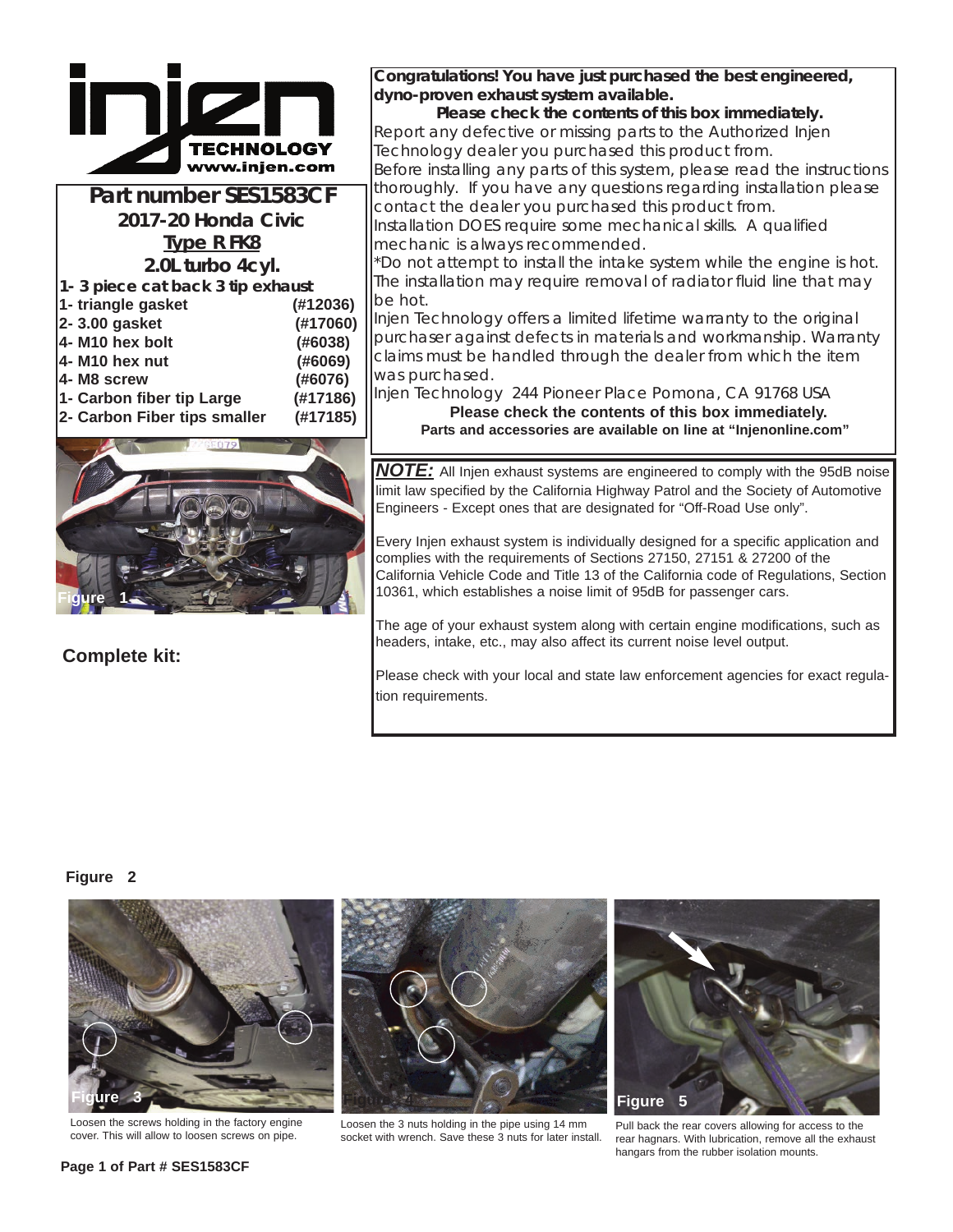**Part number SES1583CF**

**2017-20 Honda Civic**

**Type R FK8**

**2.0L turbo 4cyl.**

**1- 3 piece cat back 3 tip exhaust**

| Item | Part # |
|---|---|
| 1- triangle gasket | (#12036) |
| 2- 3.00 gasket | (#17060) |
| 4- M10 hex bolt | (#6038) |
| 4- M10 hex nut | (#6069) |
| 4- M8 screw | (#6076) |
| 1- Carbon fiber tip Large | (#17186) |
| 2- Carbon Fiber tips smaller | (#17185) |

Figure 1

**Complete kit:**

**Congratulations! You have just purchased the best engineered, dyno-proven exhaust system available.**

**Please check the contents of this box immediately.**

Report any defective or missing parts to the Authorized Injen Technology dealer you purchased this product from.

Before installing any parts of this system, please read the instructions thoroughly. If you have any questions regarding installation please contact the dealer you purchased this product from.

Installation DOES require some mechanical skills. A qualified mechanic is always recommended.

*Do not attempt to install the intake system while the engine is hot. The installation may require removal of radiator fluid line that may be hot.

Injen Technology offers a limited lifetime warranty to the original purchaser against defects in materials and workmanship. Warranty claims must be handled through the dealer from which the item was purchased.

Injen Technology 244 Pioneer Place Pomona, CA 91768 USA

**Please check the contents of this box immediately.**

**Parts and accessories are available on line at "Injenonline.com"**

***NOTE:*** All Injen exhaust systems are engineered to comply with the 95dB noise limit law specified by the California Highway Patrol and the Society of Automotive Engineers - Except ones that are designated for "Off-Road Use only".

Every Injen exhaust system is individually designed for a specific application and complies with the requirements of Sections 27150, 27151 & 27200 of the California Vehicle Code and Title 13 of the California code of Regulations, Section 10361, which establishes a noise limit of 95dB for passenger cars.

The age of your exhaust system along with certain engine modifications, such as headers, intake, etc., may also affect its current noise level output.

Please check with your local and state law enforcement agencies for exact regulation requirements.

**Figure 2**

Figure 3

Loosen the screws holding in the factory engine cover. This will allow to loosen screws on pipe.

Figure 4

Loosen the 3 nuts holding in the pipe using 14 mm socket with wrench. Save these 3 nuts for later install.

Figure 5

Pull back the rear covers allowing for access to the rear hagnars. With lubrication, remove all the exhaust hangars from the rubber isolation mounts.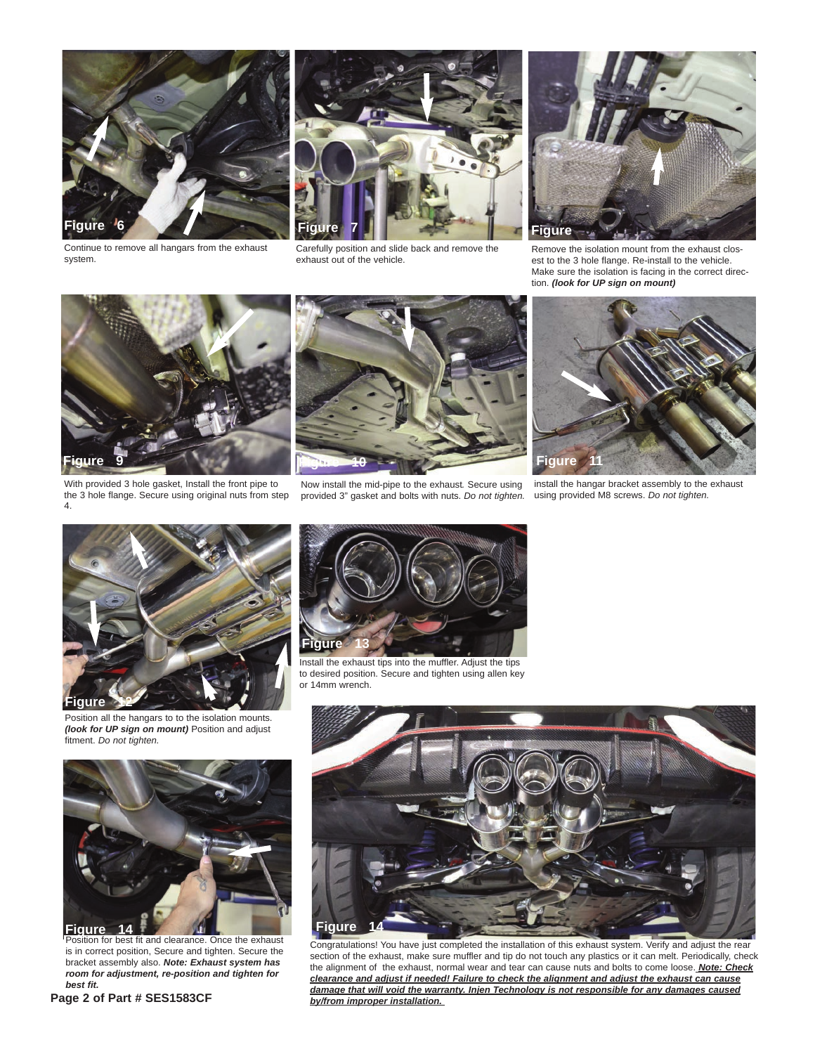Figure 6

Continue to remove all hangars from the exhaust system.

Figure 7

Carefully position and slide back and remove the exhaust out of the vehicle.

Figure

Remove the isolation mount from the exhaust closest to the 3 hole flange. Re-install to the vehicle. Make sure the isolation is facing in the correct direction. ***(look for UP sign on mount)***

Figure 9

With provided 3 hole gasket, Install the front pipe to the 3 hole flange. Secure using original nuts from step 4.

Figure 10

Now install the mid-pipe to the exhaust. Secure using provided 3" gasket and bolts with nuts. *Do not tighten.*

Figure 11

install the hangar bracket assembly to the exhaust using provided M8 screws. *Do not tighten.*

Figure 12

Position all the hangars to to the isolation mounts. ***(look for UP sign on mount)*** Position and adjust fitment. *Do not tighten.*

Figure 13

Install the exhaust tips into the muffler. Adjust the tips to desired position. Secure and tighten using allen key or 14mm wrench.

Figure 14

Position for best fit and clearance. Once the exhaust is in correct position, Secure and tighten. Secure the bracket assembly also. ***Note: Exhaust system has room for adjustment, re-position and tighten for best fit.***

Figure 14

Congratulations! You have just completed the installation of this exhaust system. Verify and adjust the rear section of the exhaust, make sure muffler and tip do not touch any plastics or it can melt. Periodically, check the alignment of the exhaust, normal wear and tear can cause nuts and bolts to come loose. ***Note: Check clearance and adjust if needed! Failure to check the alignment and adjust the exhaust can cause damage that will void the warranty. Injen Technology is not responsible for any damages caused by/from improper installation.***